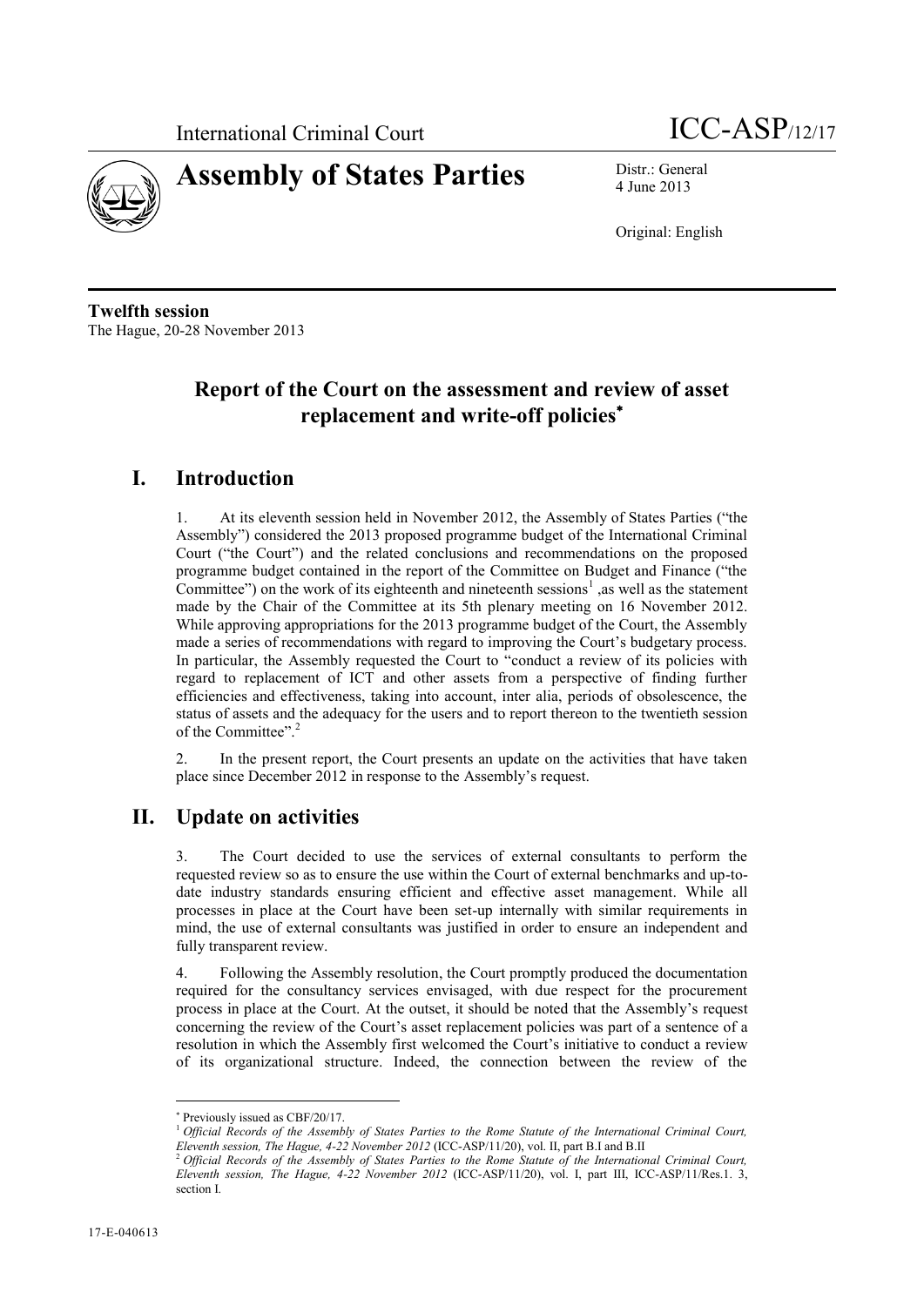International Criminal Court ICC-ASP/12/17

# Assembly of States Parties

Distr.: General
4 June 2013

Original: English

**Twelfth session**
The Hague, 20-28 November 2013

## Report of the Court on the assessment and review of asset replacement and write-off policies*

## I. Introduction

1. At its eleventh session held in November 2012, the Assembly of States Parties ("the Assembly") considered the 2013 proposed programme budget of the International Criminal Court ("the Court") and the related conclusions and recommendations on the proposed programme budget contained in the report of the Committee on Budget and Finance ("the Committee") on the work of its eighteenth and nineteenth sessions[1] ,as well as the statement made by the Chair of the Committee at its 5th plenary meeting on 16 November 2012. While approving appropriations for the 2013 programme budget of the Court, the Assembly made a series of recommendations with regard to improving the Court's budgetary process. In particular, the Assembly requested the Court to "conduct a review of its policies with regard to replacement of ICT and other assets from a perspective of finding further efficiencies and effectiveness, taking into account, inter alia, periods of obsolescence, the status of assets and the adequacy for the users and to report thereon to the twentieth session of the Committee".[2]

2. In the present report, the Court presents an update on the activities that have taken place since December 2012 in response to the Assembly's request.

## II. Update on activities

3. The Court decided to use the services of external consultants to perform the requested review so as to ensure the use within the Court of external benchmarks and up-to-date industry standards ensuring efficient and effective asset management. While all processes in place at the Court have been set-up internally with similar requirements in mind, the use of external consultants was justified in order to ensure an independent and fully transparent review.

4. Following the Assembly resolution, the Court promptly produced the documentation required for the consultancy services envisaged, with due respect for the procurement process in place at the Court. At the outset, it should be noted that the Assembly's request concerning the review of the Court's asset replacement policies was part of a sentence of a resolution in which the Assembly first welcomed the Court's initiative to conduct a review of its organizational structure. Indeed, the connection between the review of the

---

* Previously issued as CBF/20/17.

[1] *Official Records of the Assembly of States Parties to the Rome Statute of the International Criminal Court, Eleventh session, The Hague, 4-22 November 2012* (ICC-ASP/11/20), vol. II, part B.I and B.II

[2] *Official Records of the Assembly of States Parties to the Rome Statute of the International Criminal Court, Eleventh session, The Hague, 4-22 November 2012* (ICC-ASP/11/20), vol. I, part III, ICC-ASP/11/Res.1. 3, section I.

17-E-040613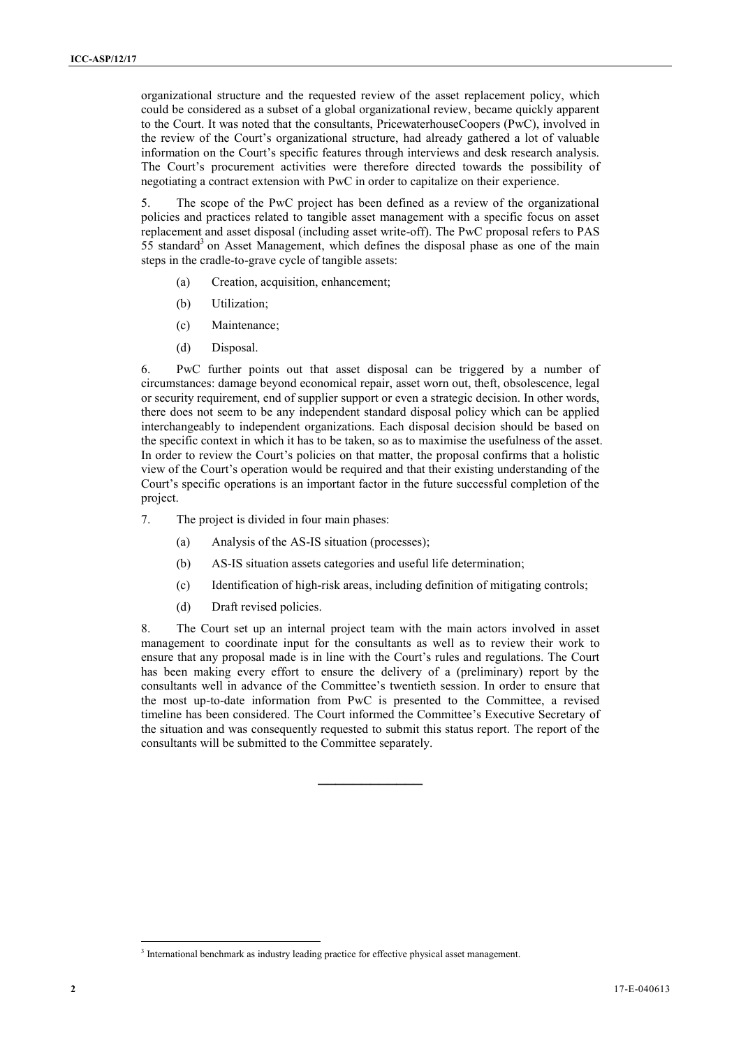organizational structure and the requested review of the asset replacement policy, which could be considered as a subset of a global organizational review, became quickly apparent to the Court. It was noted that the consultants, PricewaterhouseCoopers (PwC), involved in the review of the Court's organizational structure, had already gathered a lot of valuable information on the Court's specific features through interviews and desk research analysis. The Court's procurement activities were therefore directed towards the possibility of negotiating a contract extension with PwC in order to capitalize on their experience.

5. The scope of the PwC project has been defined as a review of the organizational policies and practices related to tangible asset management with a specific focus on asset replacement and asset disposal (including asset write-off). The PwC proposal refers to PAS 55 standard[3] on Asset Management, which defines the disposal phase as one of the main steps in the cradle-to-grave cycle of tangible assets:

(a) Creation, acquisition, enhancement;

(b) Utilization;

(c) Maintenance;

(d) Disposal.

6. PwC further points out that asset disposal can be triggered by a number of circumstances: damage beyond economical repair, asset worn out, theft, obsolescence, legal or security requirement, end of supplier support or even a strategic decision. In other words, there does not seem to be any independent standard disposal policy which can be applied interchangeably to independent organizations. Each disposal decision should be based on the specific context in which it has to be taken, so as to maximise the usefulness of the asset. In order to review the Court's policies on that matter, the proposal confirms that a holistic view of the Court's operation would be required and that their existing understanding of the Court's specific operations is an important factor in the future successful completion of the project.

7. The project is divided in four main phases:

(a) Analysis of the AS-IS situation (processes);

(b) AS-IS situation assets categories and useful life determination;

(c) Identification of high-risk areas, including definition of mitigating controls;

(d) Draft revised policies.

8. The Court set up an internal project team with the main actors involved in asset management to coordinate input for the consultants as well as to review their work to ensure that any proposal made is in line with the Court's rules and regulations. The Court has been making every effort to ensure the delivery of a (preliminary) report by the consultants well in advance of the Committee's twentieth session. In order to ensure that the most up-to-date information from PwC is presented to the Committee, a revised timeline has been considered. The Court informed the Committee's Executive Secretary of the situation and was consequently requested to submit this status report. The report of the consultants will be submitted to the Committee separately.

---

[3] International benchmark as industry leading practice for effective physical asset management.